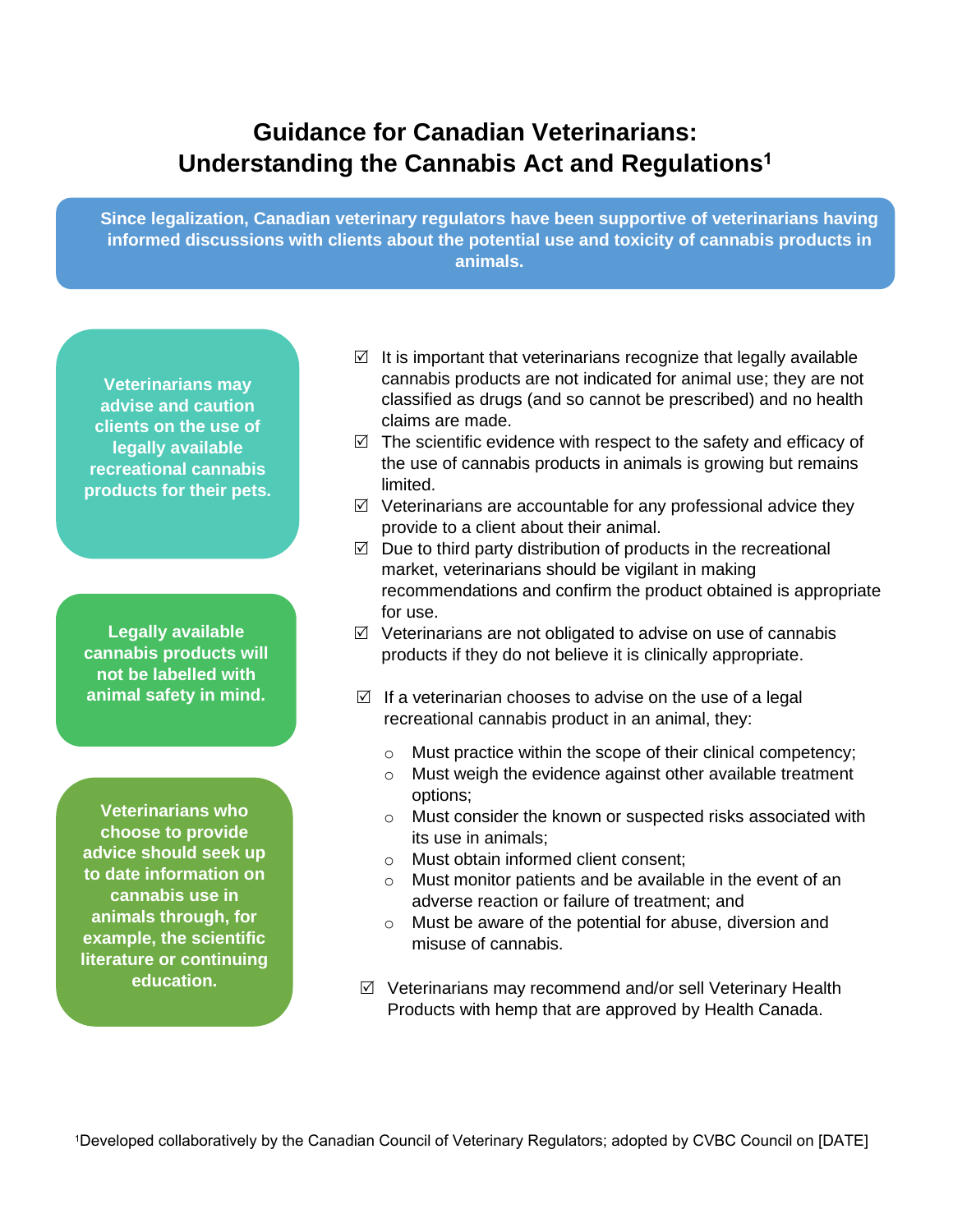# Guidance for Canadian Veterinarians: Understanding the Cannabis Act and Regulations[1]

**Since legalization, Canadian veterinary regulators have been supportive of veterinarians having informed discussions with clients about the potential use and toxicity of cannabis products in animals.**

**Veterinarians may advise and caution clients on the use of legally available recreational cannabis products for their pets.**

**Legally available cannabis products will not be labelled with animal safety in mind.**

**Veterinarians who choose to provide advice should seek up to date information on cannabis use in animals through, for example, the scientific literature or continuing education.**

- ☑ It is important that veterinarians recognize that legally available cannabis products are not indicated for animal use; they are not classified as drugs (and so cannot be prescribed) and no health claims are made.
- ☑ The scientific evidence with respect to the safety and efficacy of the use of cannabis products in animals is growing but remains limited.
- ☑ Veterinarians are accountable for any professional advice they provide to a client about their animal.
- ☑ Due to third party distribution of products in the recreational market, veterinarians should be vigilant in making recommendations and confirm the product obtained is appropriate for use.
- ☑ Veterinarians are not obligated to advise on use of cannabis products if they do not believe it is clinically appropriate.

- ☑ If a veterinarian chooses to advise on the use of a legal recreational cannabis product in an animal, they:
  - Must practice within the scope of their clinical competency;
  - Must weigh the evidence against other available treatment options;
  - Must consider the known or suspected risks associated with its use in animals;
  - Must obtain informed client consent;
  - Must monitor patients and be available in the event of an adverse reaction or failure of treatment; and
  - Must be aware of the potential for abuse, diversion and misuse of cannabis.

- ☑ Veterinarians may recommend and/or sell Veterinary Health Products with hemp that are approved by Health Canada.

[1]Developed collaboratively by the Canadian Council of Veterinary Regulators; adopted by CVBC Council on [DATE]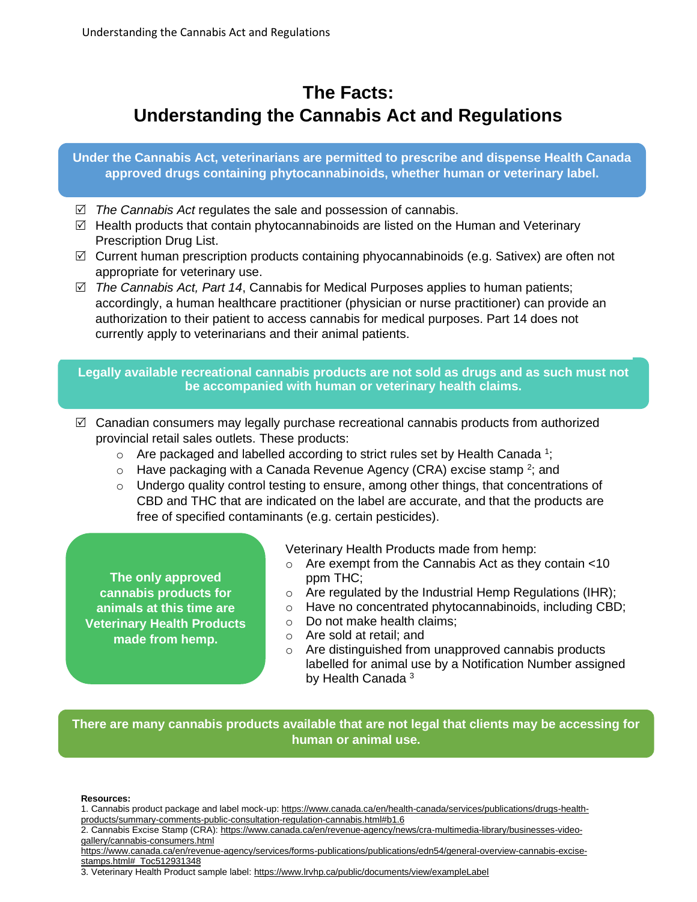# The Facts:
# Understanding the Cannabis Act and Regulations

**Under the Cannabis Act, veterinarians are permitted to prescribe and dispense Health Canada approved drugs containing phytocannabinoids, whether human or veterinary label.**

- ☑ *The Cannabis Act* regulates the sale and possession of cannabis.
- ☑ Health products that contain phytocannabinoids are listed on the Human and Veterinary Prescription Drug List.
- ☑ Current human prescription products containing phyocannabinoids (e.g. Sativex) are often not appropriate for veterinary use.
- ☑ *The Cannabis Act, Part 14*, Cannabis for Medical Purposes applies to human patients; accordingly, a human healthcare practitioner (physician or nurse practitioner) can provide an authorization to their patient to access cannabis for medical purposes. Part 14 does not currently apply to veterinarians and their animal patients.

**Legally available recreational cannabis products are not sold as drugs and as such must not be accompanied with human or veterinary health claims.**

- ☑ Canadian consumers may legally purchase recreational cannabis products from authorized provincial retail sales outlets. These products:
  - Are packaged and labelled according to strict rules set by Health Canada [1];
  - Have packaging with a Canada Revenue Agency (CRA) excise stamp [2]; and
  - Undergo quality control testing to ensure, among other things, that concentrations of CBD and THC that are indicated on the label are accurate, and that the products are free of specified contaminants (e.g. certain pesticides).

**The only approved cannabis products for animals at this time are Veterinary Health Products made from hemp.**

Veterinary Health Products made from hemp:

- Are exempt from the Cannabis Act as they contain <10 ppm THC;
- Are regulated by the Industrial Hemp Regulations (IHR);
- Have no concentrated phytocannabinoids, including CBD;
- Do not make health claims;
- Are sold at retail; and
- Are distinguished from unapproved cannabis products labelled for animal use by a Notification Number assigned by Health Canada [3]

**There are many cannabis products available that are not legal that clients may be accessing for human or animal use.**

**Resources:**

1. Cannabis product package and label mock-up: https://www.canada.ca/en/health-canada/services/publications/drugs-health-products/summary-comments-public-consultation-regulation-cannabis.html#b1.6
2. Cannabis Excise Stamp (CRA): https://www.canada.ca/en/revenue-agency/news/cra-multimedia-library/businesses-video-gallery/cannabis-consumers.html
https://www.canada.ca/en/revenue-agency/services/forms-publications/publications/edn54/general-overview-cannabis-excise-stamps.html#_Toc512931348
3. Veterinary Health Product sample label: https://www.lrvhp.ca/public/documents/view/exampleLabel